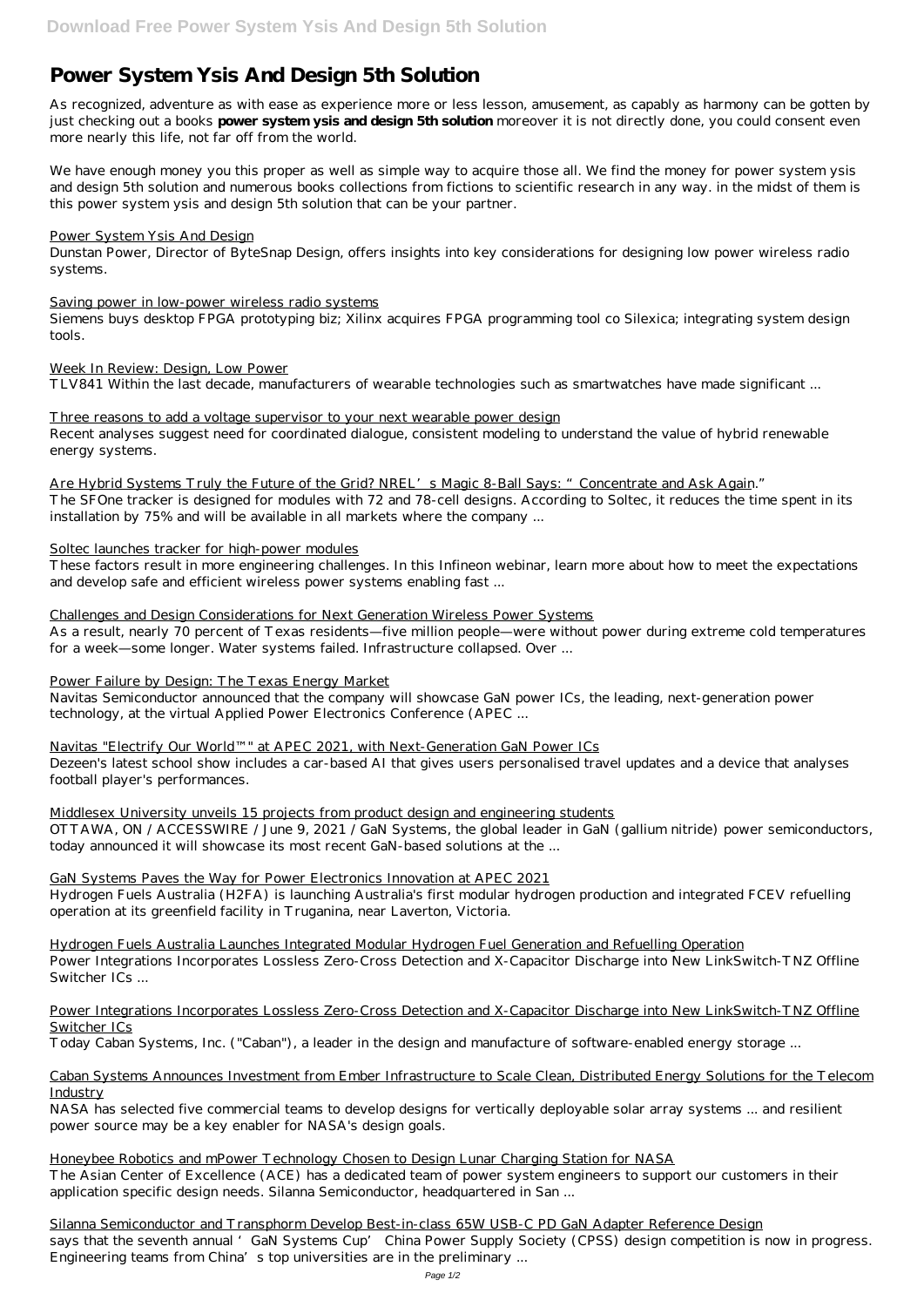# Power System Ysis And Design 5th Solution

As recognized, adventure as with ease as experience more or less lesson, amusement, as capably as harmony can be gotten by just checking out a books **power system ysis and design 5th solution** moreover it is not directly done, you could consent even more nearly this life, not far off from the world.

We have enough money you this proper as well as simple way to acquire those all. We find the money for power system ysis and design 5th solution and numerous books collections from fictions to scientific research in any way. in the midst of them is this power system ysis and design 5th solution that can be your partner.

Power System Ysis And Design

Dunstan Power, Director of ByteSnap Design, offers insights into key considerations for designing low power wireless radio systems.

Saving power in low-power wireless radio systems

Siemens buys desktop FPGA prototyping biz; Xilinx acquires FPGA programming tool co Silexica; integrating system design tools.

Week In Review: Design, Low Power

TLV841 Within the last decade, manufacturers of wearable technologies such as smartwatches have made significant ...

Three reasons to add a voltage supervisor to your next wearable power design

Recent analyses suggest need for coordinated dialogue, consistent modeling to understand the value of hybrid renewable energy systems.

Are Hybrid Systems Truly the Future of the Grid? NREL's Magic 8-Ball Says: "Concentrate and Ask Again."

The SFOne tracker is designed for modules with 72 and 78-cell designs. According to Soltec, it reduces the time spent in its installation by 75% and will be available in all markets where the company ...

Soltec launches tracker for high-power modules

These factors result in more engineering challenges. In this Infineon webinar, learn more about how to meet the expectations and develop safe and efficient wireless power systems enabling fast ...

Challenges and Design Considerations for Next Generation Wireless Power Systems

As a result, nearly 70 percent of Texas residents—five million people—were without power during extreme cold temperatures for a week—some longer. Water systems failed. Infrastructure collapsed. Over ...

Power Failure by Design: The Texas Energy Market

Navitas Semiconductor announced that the company will showcase GaN power ICs, the leading, next-generation power technology, at the virtual Applied Power Electronics Conference (APEC ...

Navitas "Electrify Our World™" at APEC 2021, with Next-Generation GaN Power ICs

Dezeen's latest school show includes a car-based AI that gives users personalised travel updates and a device that analyses football player's performances.

Middlesex University unveils 15 projects from product design and engineering students

OTTAWA, ON / ACCESSWIRE / June 9, 2021 / GaN Systems, the global leader in GaN (gallium nitride) power semiconductors, today announced it will showcase its most recent GaN-based solutions at the ...

GaN Systems Paves the Way for Power Electronics Innovation at APEC 2021

Hydrogen Fuels Australia (H2FA) is launching Australia's first modular hydrogen production and integrated FCEV refuelling operation at its greenfield facility in Truganina, near Laverton, Victoria.

Hydrogen Fuels Australia Launches Integrated Modular Hydrogen Fuel Generation and Refuelling Operation

Power Integrations Incorporates Lossless Zero-Cross Detection and X-Capacitor Discharge into New LinkSwitch-TNZ Offline Switcher ICs ...

Power Integrations Incorporates Lossless Zero-Cross Detection and X-Capacitor Discharge into New LinkSwitch-TNZ Offline Switcher ICs

Today Caban Systems, Inc. ("Caban"), a leader in the design and manufacture of software-enabled energy storage ...

Caban Systems Announces Investment from Ember Infrastructure to Scale Clean, Distributed Energy Solutions for the Telecom Industry

NASA has selected five commercial teams to develop designs for vertically deployable solar array systems ... and resilient power source may be a key enabler for NASA's design goals.

Honeybee Robotics and mPower Technology Chosen to Design Lunar Charging Station for NASA

The Asian Center of Excellence (ACE) has a dedicated team of power system engineers to support our customers in their application specific design needs. Silanna Semiconductor, headquartered in San ...

Silanna Semiconductor and Transphorm Develop Best-in-class 65W USB-C PD GaN Adapter Reference Design

says that the seventh annual 'GaN Systems Cup' China Power Supply Society (CPSS) design competition is now in progress. Engineering teams from China's top universities are in the preliminary ...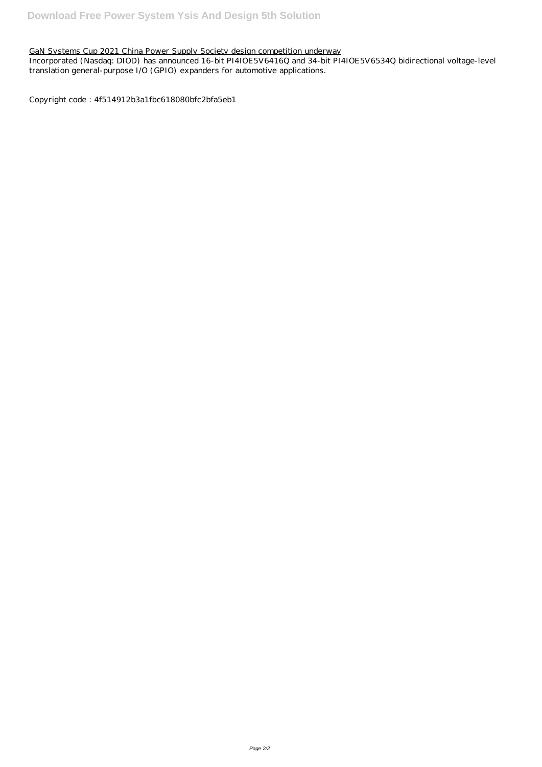GaN Systems Cup 2021 China Power Supply Society design competition underway
Incorporated (Nasdaq: DIOD) has announced 16-bit PI4IOE5V6416Q and 34-bit PI4IOE5V6534Q bidirectional voltage-level translation general-purpose I/O (GPIO) expanders for automotive applications.

Copyright code : 4f514912b3a1fbc618080bfc2bfa5eb1